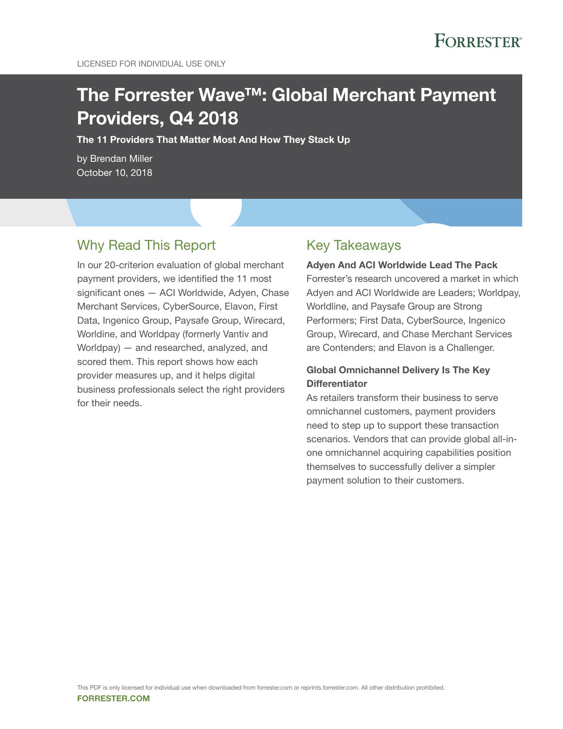LICENSED FOR INDIVIDUAL USE ONLY

# The Forrester Wave™: Global Merchant Payment Providers, Q4 2018

**The 11 Providers That Matter Most And How They Stack Up**

by Brendan Miller
October 10, 2018

## Why Read This Report

In our 20-criterion evaluation of global merchant payment providers, we identified the 11 most significant ones — ACI Worldwide, Adyen, Chase Merchant Services, CyberSource, Elavon, First Data, Ingenico Group, Paysafe Group, Wirecard, Worldine, and Worldpay (formerly Vantiv and Worldpay) — and researched, analyzed, and scored them. This report shows how each provider measures up, and it helps digital business professionals select the right providers for their needs.

## Key Takeaways

**Adyen And ACI Worldwide Lead The Pack**
Forrester's research uncovered a market in which Adyen and ACI Worldwide are Leaders; Worldpay, Worldline, and Paysafe Group are Strong Performers; First Data, CyberSource, Ingenico Group, Wirecard, and Chase Merchant Services are Contenders; and Elavon is a Challenger.

**Global Omnichannel Delivery Is The Key Differentiator**
As retailers transform their business to serve omnichannel customers, payment providers need to step up to support these transaction scenarios. Vendors that can provide global all-in-one omnichannel acquiring capabilities position themselves to successfully deliver a simpler payment solution to their customers.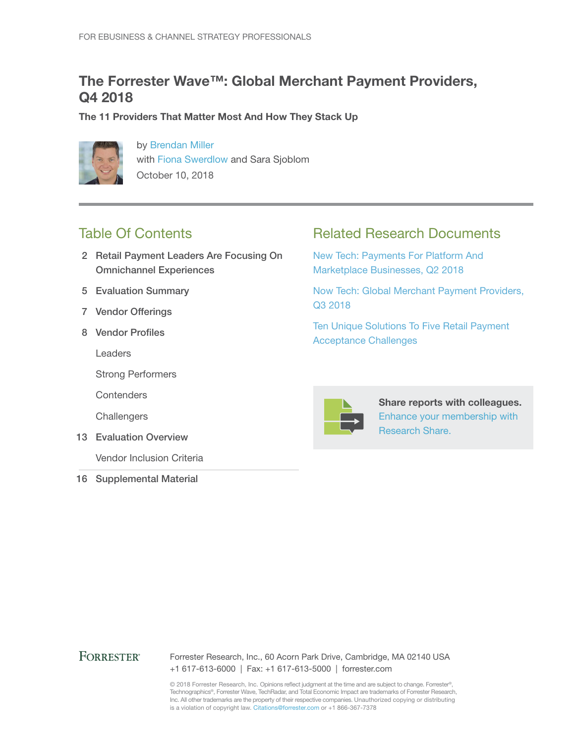FOR EBUSINESS & CHANNEL STRATEGY PROFESSIONALS

# The Forrester Wave™: Global Merchant Payment Providers, Q4 2018

**The 11 Providers That Matter Most And How They Stack Up**

by Brendan Miller
with Fiona Swerdlow and Sara Sjoblom
October 10, 2018

## Table Of Contents

2 Retail Payment Leaders Are Focusing On Omnichannel Experiences

5 Evaluation Summary

7 Vendor Offerings

8 Vendor Profiles

- Leaders
- Strong Performers
- Contenders
- Challengers

13 Evaluation Overview

- Vendor Inclusion Criteria

16 Supplemental Material

## Related Research Documents

New Tech: Payments For Platform And Marketplace Businesses, Q2 2018

Now Tech: Global Merchant Payment Providers, Q3 2018

Ten Unique Solutions To Five Retail Payment Acceptance Challenges

**Share reports with colleagues.** Enhance your membership with Research Share.

FORRESTER®

Forrester Research, Inc., 60 Acorn Park Drive, Cambridge, MA 02140 USA
+1 617-613-6000 | Fax: +1 617-613-5000 | forrester.com

© 2018 Forrester Research, Inc. Opinions reflect judgment at the time and are subject to change. Forrester®, Technographics®, Forrester Wave, TechRadar, and Total Economic Impact are trademarks of Forrester Research, Inc. All other trademarks are the property of their respective companies. Unauthorized copying or distributing is a violation of copyright law. Citations@forrester.com or +1 866-367-7378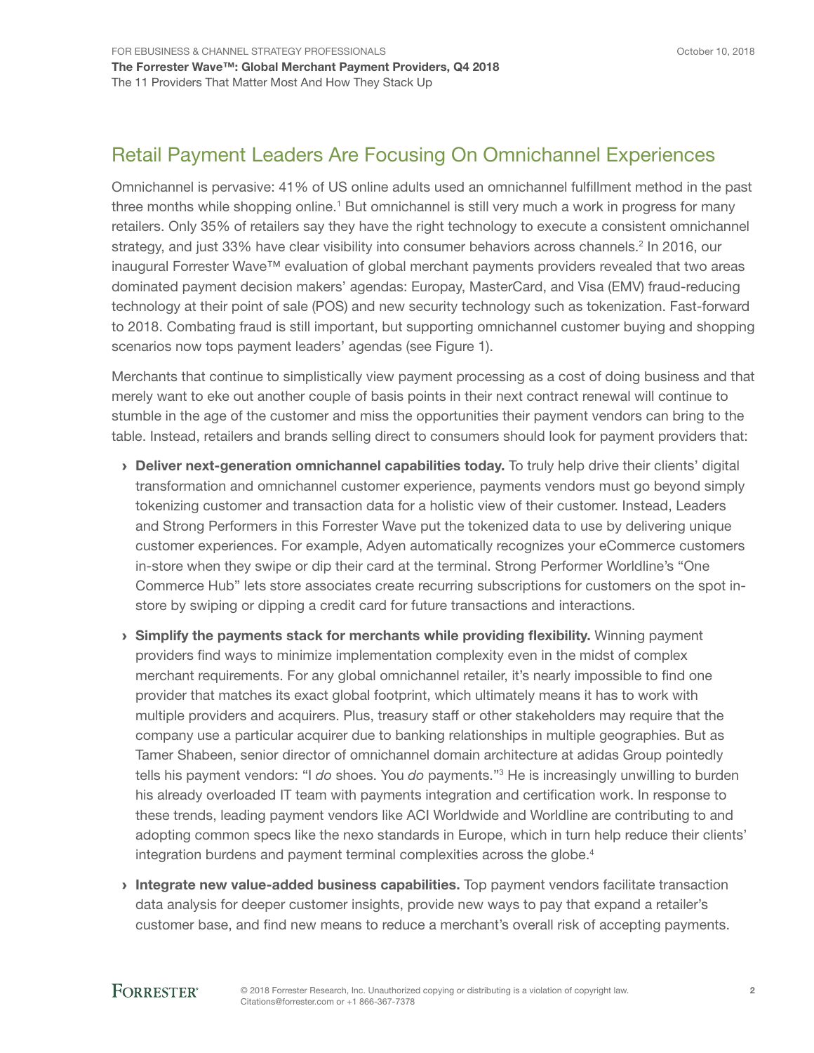## Retail Payment Leaders Are Focusing On Omnichannel Experiences

Omnichannel is pervasive: 41% of US online adults used an omnichannel fulfillment method in the past three months while shopping online.[1] But omnichannel is still very much a work in progress for many retailers. Only 35% of retailers say they have the right technology to execute a consistent omnichannel strategy, and just 33% have clear visibility into consumer behaviors across channels.[2] In 2016, our inaugural Forrester Wave™ evaluation of global merchant payments providers revealed that two areas dominated payment decision makers' agendas: Europay, MasterCard, and Visa (EMV) fraud-reducing technology at their point of sale (POS) and new security technology such as tokenization. Fast-forward to 2018. Combating fraud is still important, but supporting omnichannel customer buying and shopping scenarios now tops payment leaders' agendas (see Figure 1).

Merchants that continue to simplistically view payment processing as a cost of doing business and that merely want to eke out another couple of basis points in their next contract renewal will continue to stumble in the age of the customer and miss the opportunities their payment vendors can bring to the table. Instead, retailers and brands selling direct to consumers should look for payment providers that:

- **Deliver next-generation omnichannel capabilities today.** To truly help drive their clients' digital transformation and omnichannel customer experience, payments vendors must go beyond simply tokenizing customer and transaction data for a holistic view of their customer. Instead, Leaders and Strong Performers in this Forrester Wave put the tokenized data to use by delivering unique customer experiences. For example, Adyen automatically recognizes your eCommerce customers in-store when they swipe or dip their card at the terminal. Strong Performer Worldline's "One Commerce Hub" lets store associates create recurring subscriptions for customers on the spot in-store by swiping or dipping a credit card for future transactions and interactions.
- **Simplify the payments stack for merchants while providing flexibility.** Winning payment providers find ways to minimize implementation complexity even in the midst of complex merchant requirements. For any global omnichannel retailer, it's nearly impossible to find one provider that matches its exact global footprint, which ultimately means it has to work with multiple providers and acquirers. Plus, treasury staff or other stakeholders may require that the company use a particular acquirer due to banking relationships in multiple geographies. But as Tamer Shabeen, senior director of omnichannel domain architecture at adidas Group pointedly tells his payment vendors: "I *do* shoes. You *do* payments."[3] He is increasingly unwilling to burden his already overloaded IT team with payments integration and certification work. In response to these trends, leading payment vendors like ACI Worldwide and Worldline are contributing to and adopting common specs like the nexo standards in Europe, which in turn help reduce their clients' integration burdens and payment terminal complexities across the globe.[4]
- **Integrate new value-added business capabilities.** Top payment vendors facilitate transaction data analysis for deeper customer insights, provide new ways to pay that expand a retailer's customer base, and find new means to reduce a merchant's overall risk of accepting payments.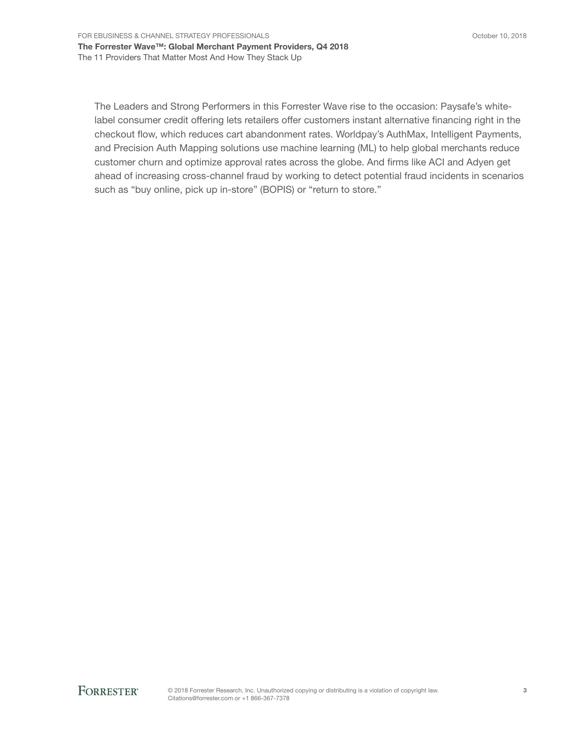The Leaders and Strong Performers in this Forrester Wave rise to the occasion: Paysafe's white-label consumer credit offering lets retailers offer customers instant alternative financing right in the checkout flow, which reduces cart abandonment rates. Worldpay's AuthMax, Intelligent Payments, and Precision Auth Mapping solutions use machine learning (ML) to help global merchants reduce customer churn and optimize approval rates across the globe. And firms like ACI and Adyen get ahead of increasing cross-channel fraud by working to detect potential fraud incidents in scenarios such as "buy online, pick up in-store" (BOPIS) or "return to store."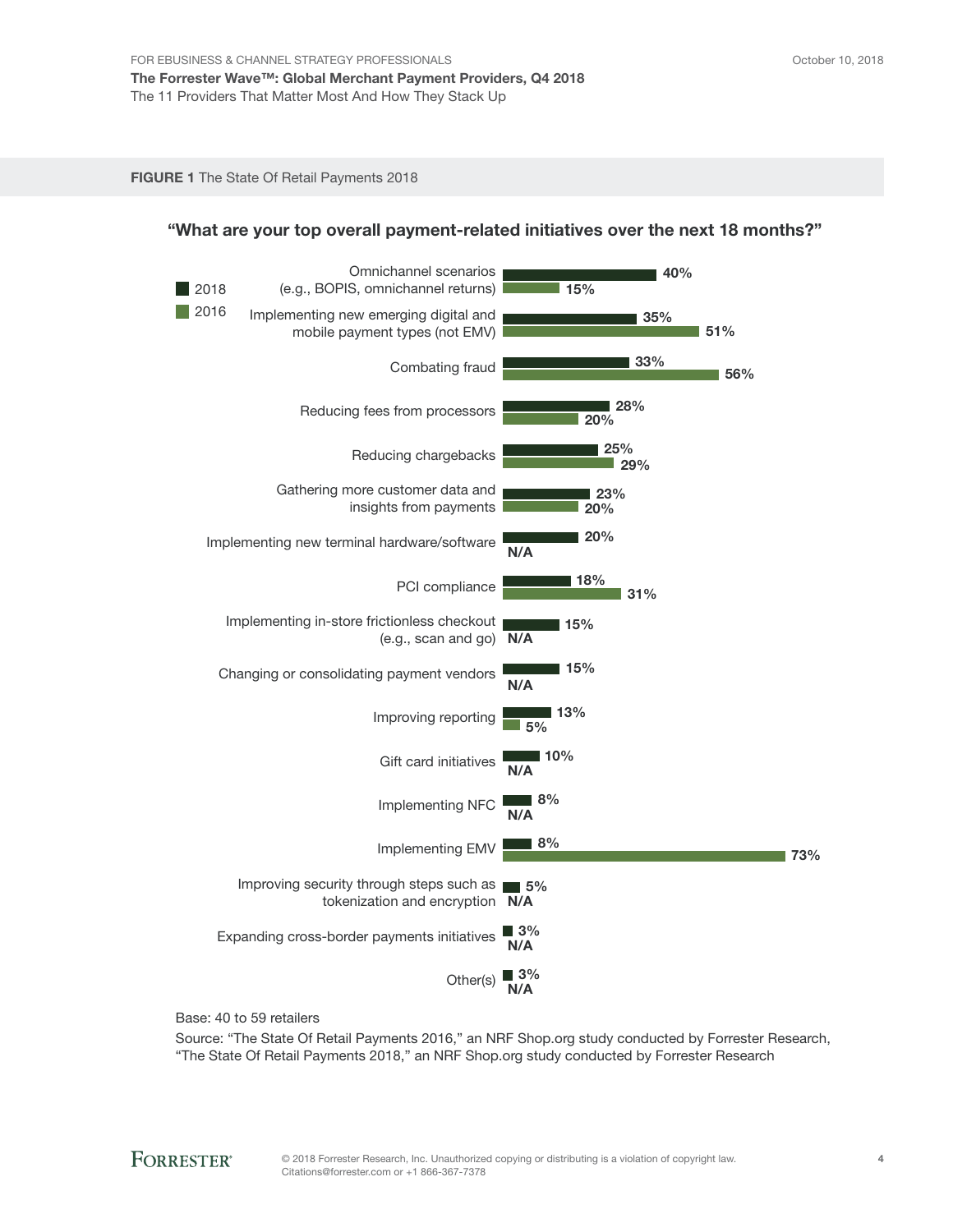**FIGURE 1** The State Of Retail Payments 2018

**"What are your top overall payment-related initiatives over the next 18 months?"**

| Initiative | 2018 | 2016 |
|---|---|---|
| Omnichannel scenarios (e.g., BOPIS, omnichannel returns) | 40% | 15% |
| Implementing new emerging digital and mobile payment types (not EMV) | 35% | 51% |
| Combating fraud | 33% | 56% |
| Reducing fees from processors | 28% | 20% |
| Reducing chargebacks | 25% | 29% |
| Gathering more customer data and insights from payments | 23% | 20% |
| Implementing new terminal hardware/software | 20% | N/A |
| PCI compliance | 18% | 31% |
| Implementing in-store frictionless checkout (e.g., scan and go) | 15% | N/A |
| Changing or consolidating payment vendors | 15% | N/A |
| Improving reporting | 13% | 5% |
| Gift card initiatives | 10% | N/A |
| Implementing NFC | 8% | N/A |
| Implementing EMV | 8% | 73% |
| Improving security through steps such as tokenization and encryption | 5% | N/A |
| Expanding cross-border payments initiatives | 3% | N/A |
| Other(s) | 3% | N/A |

Base: 40 to 59 retailers

Source: "The State Of Retail Payments 2016," an NRF Shop.org study conducted by Forrester Research, "The State Of Retail Payments 2018," an NRF Shop.org study conducted by Forrester Research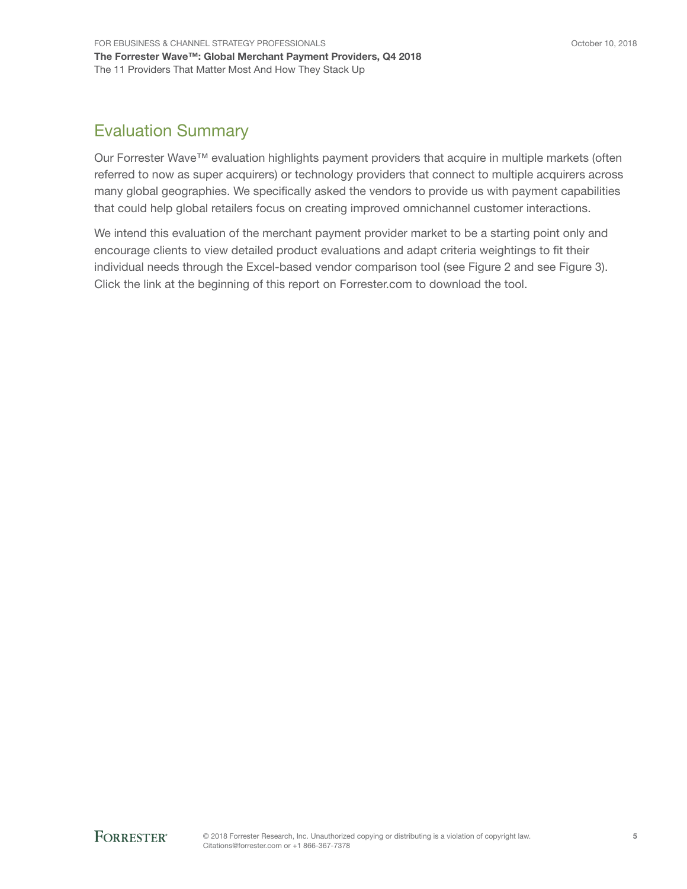## Evaluation Summary

Our Forrester Wave™ evaluation highlights payment providers that acquire in multiple markets (often referred to now as super acquirers) or technology providers that connect to multiple acquirers across many global geographies. We specifically asked the vendors to provide us with payment capabilities that could help global retailers focus on creating improved omnichannel customer interactions.

We intend this evaluation of the merchant payment provider market to be a starting point only and encourage clients to view detailed product evaluations and adapt criteria weightings to fit their individual needs through the Excel-based vendor comparison tool (see Figure 2 and see Figure 3). Click the link at the beginning of this report on Forrester.com to download the tool.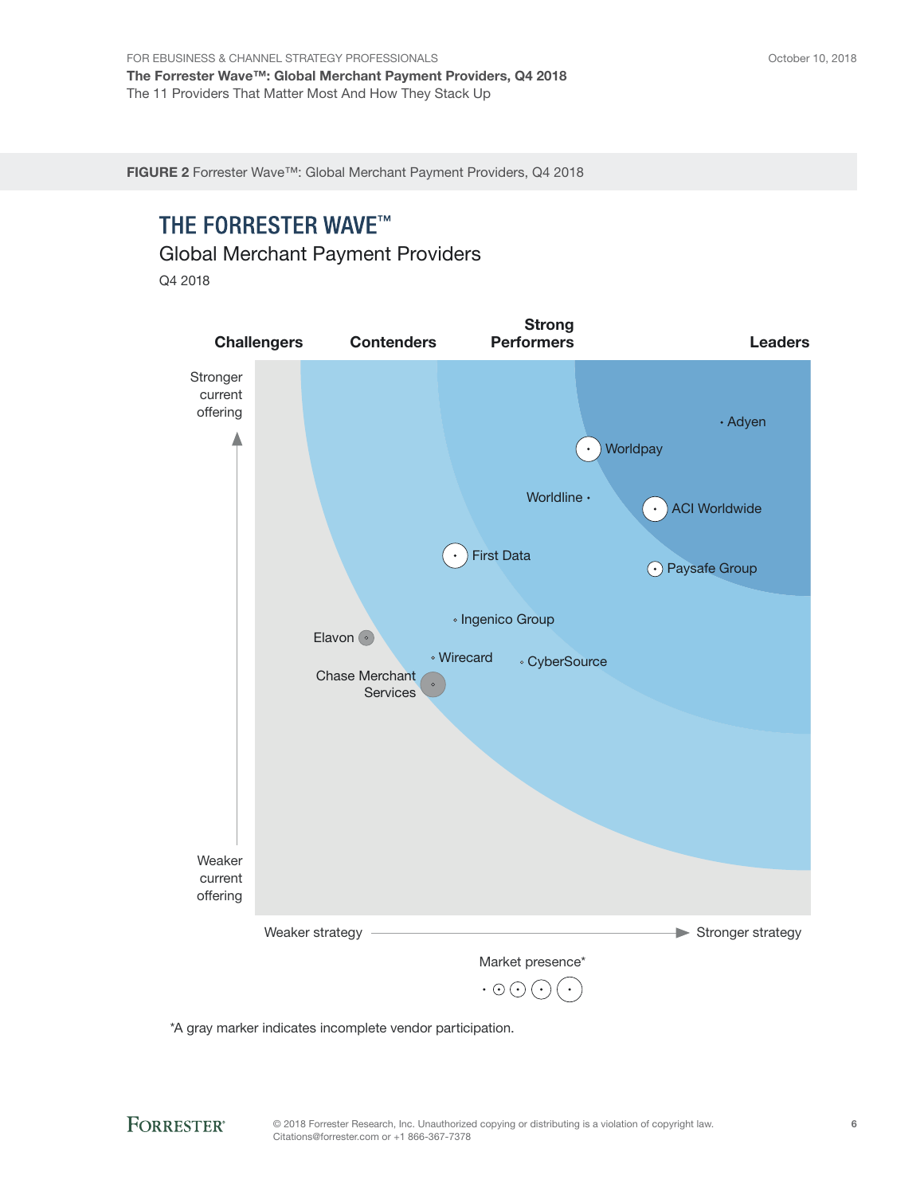**FIGURE 2** Forrester Wave™: Global Merchant Payment Providers, Q4 2018

# THE FORRESTER WAVE™

Global Merchant Payment Providers

Q4 2018

Challengers | Contenders | Strong Performers | Leaders

Stronger current offering

Weaker current offering

Weaker strategy → Stronger strategy

Adyen

Worldpay

Worldline

ACI Worldwide

First Data

Paysafe Group

Ingenico Group

Elavon

Wirecard

CyberSource

Chase Merchant Services

Market presence*

*A gray marker indicates incomplete vendor participation.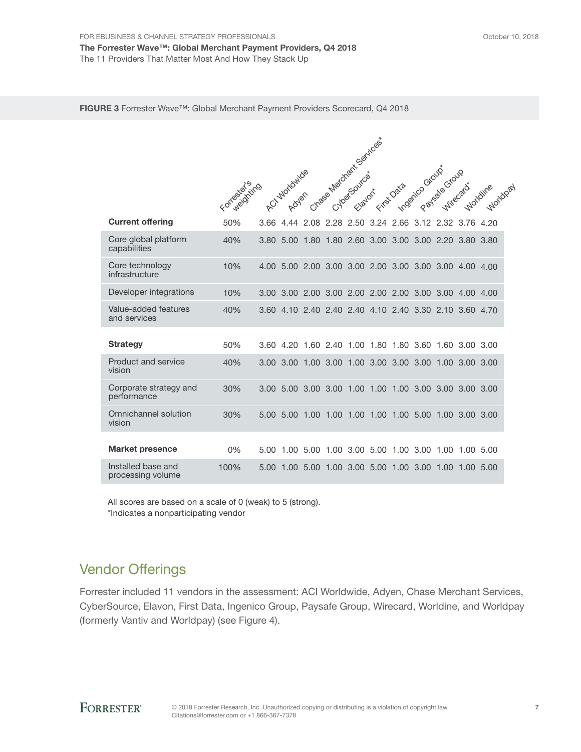**FIGURE 3** Forrester Wave™: Global Merchant Payment Providers Scorecard, Q4 2018

| | Forrester's weighting | ACI Worldwide | Adyen | Chase Merchant Services* | CyberSource* | Elavon* | First Data | Ingenico Group* | Paysafe Group | Wirecard* | Worldline | Worldpay |
|---|---|---|---|---|---|---|---|---|---|---|---|---|
| **Current offering** | 50% | 3.66 | 4.44 | 2.08 | 2.28 | 2.50 | 3.24 | 2.66 | 3.12 | 2.32 | 3.76 | 4.20 |
| Core global platform capabilities | 40% | 3.80 | 5.00 | 1.80 | 1.80 | 2.60 | 3.00 | 3.00 | 3.00 | 2.20 | 3.80 | 3.80 |
| Core technology infrastructure | 10% | 4.00 | 5.00 | 2.00 | 3.00 | 3.00 | 2.00 | 3.00 | 3.00 | 3.00 | 4.00 | 4.00 |
| Developer integrations | 10% | 3.00 | 3.00 | 2.00 | 3.00 | 2.00 | 2.00 | 2.00 | 3.00 | 3.00 | 4.00 | 4.00 |
| Value-added features and services | 40% | 3.60 | 4.10 | 2.40 | 2.40 | 2.40 | 4.10 | 2.40 | 3.30 | 2.10 | 3.60 | 4.70 |
| **Strategy** | 50% | 3.60 | 4.20 | 1.60 | 2.40 | 1.00 | 1.80 | 1.80 | 3.60 | 1.60 | 3.00 | 3.00 |
| Product and service vision | 40% | 3.00 | 3.00 | 1.00 | 3.00 | 1.00 | 3.00 | 3.00 | 3.00 | 1.00 | 3.00 | 3.00 |
| Corporate strategy and performance | 30% | 3.00 | 5.00 | 3.00 | 3.00 | 1.00 | 1.00 | 1.00 | 3.00 | 3.00 | 3.00 | 3.00 |
| Omnichannel solution vision | 30% | 5.00 | 5.00 | 1.00 | 1.00 | 1.00 | 1.00 | 1.00 | 5.00 | 1.00 | 3.00 | 3.00 |
| **Market presence** | 0% | 5.00 | 1.00 | 5.00 | 1.00 | 3.00 | 5.00 | 1.00 | 3.00 | 1.00 | 1.00 | 5.00 |
| Installed base and processing volume | 100% | 5.00 | 1.00 | 5.00 | 1.00 | 3.00 | 5.00 | 1.00 | 3.00 | 1.00 | 1.00 | 5.00 |

All scores are based on a scale of 0 (weak) to 5 (strong).
*Indicates a nonparticipating vendor

## Vendor Offerings

Forrester included 11 vendors in the assessment: ACI Worldwide, Adyen, Chase Merchant Services, CyberSource, Elavon, First Data, Ingenico Group, Paysafe Group, Wirecard, Worldline, and Worldpay (formerly Vantiv and Worldpay) (see Figure 4).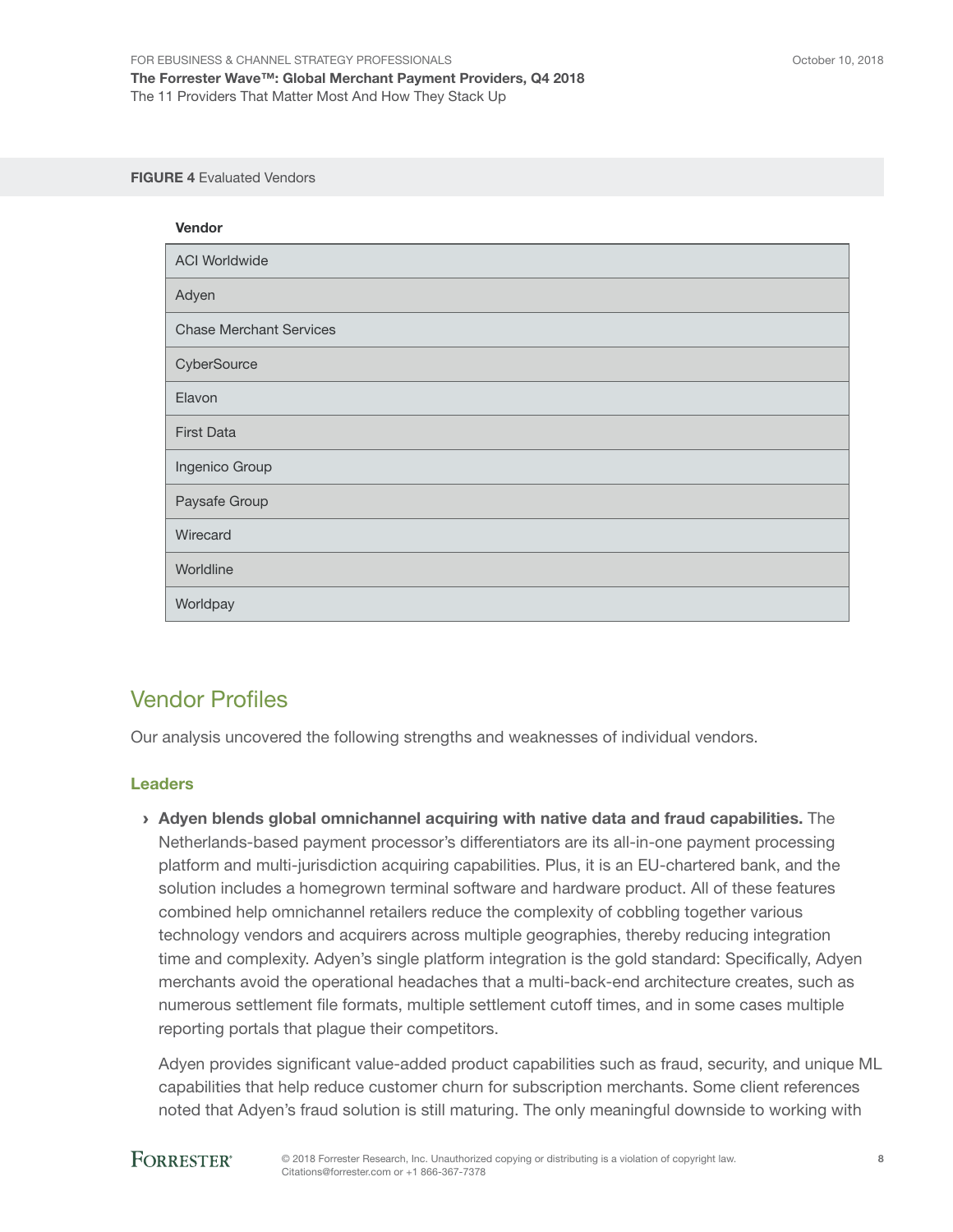**FIGURE 4** Evaluated Vendors

| Vendor |
|---|
| ACI Worldwide |
| Adyen |
| Chase Merchant Services |
| CyberSource |
| Elavon |
| First Data |
| Ingenico Group |
| Paysafe Group |
| Wirecard |
| Worldline |
| Worldpay |

## Vendor Profiles

Our analysis uncovered the following strengths and weaknesses of individual vendors.

### Leaders

- **Adyen blends global omnichannel acquiring with native data and fraud capabilities.** The Netherlands-based payment processor's differentiators are its all-in-one payment processing platform and multi-jurisdiction acquiring capabilities. Plus, it is an EU-chartered bank, and the solution includes a homegrown terminal software and hardware product. All of these features combined help omnichannel retailers reduce the complexity of cobbling together various technology vendors and acquirers across multiple geographies, thereby reducing integration time and complexity. Adyen's single platform integration is the gold standard: Specifically, Adyen merchants avoid the operational headaches that a multi-back-end architecture creates, such as numerous settlement file formats, multiple settlement cutoff times, and in some cases multiple reporting portals that plague their competitors.

  Adyen provides significant value-added product capabilities such as fraud, security, and unique ML capabilities that help reduce customer churn for subscription merchants. Some client references noted that Adyen's fraud solution is still maturing. The only meaningful downside to working with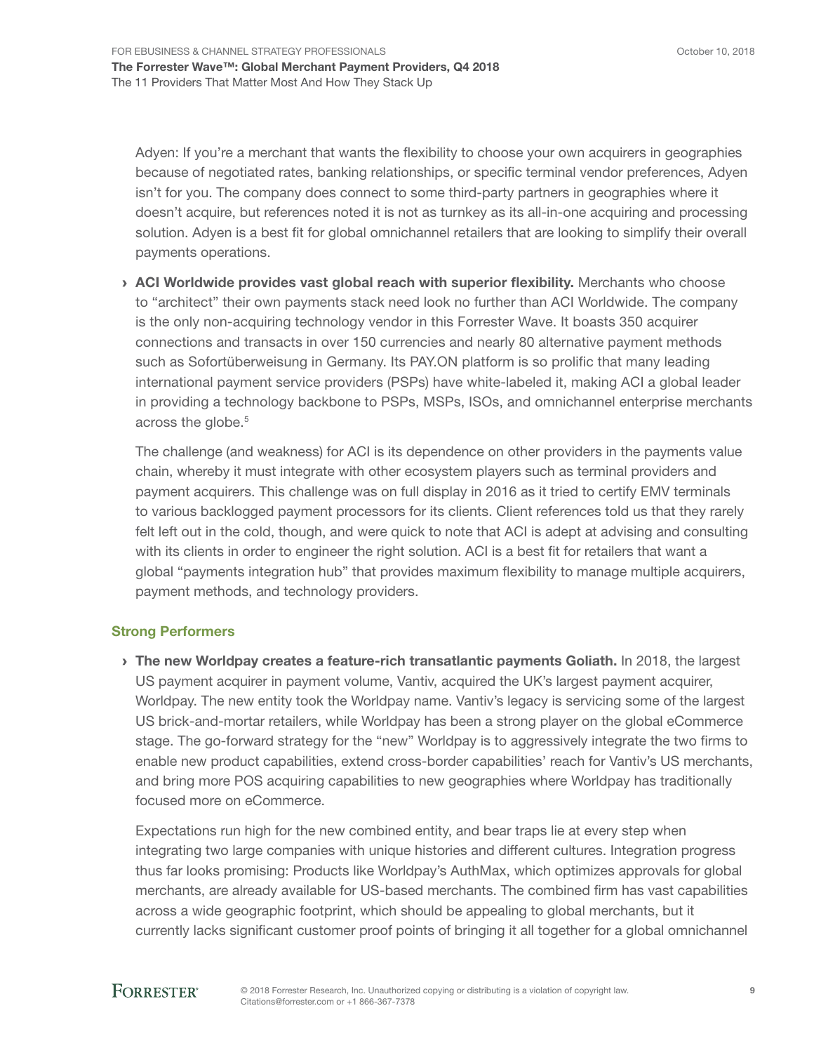Adyen: If you're a merchant that wants the flexibility to choose your own acquirers in geographies because of negotiated rates, banking relationships, or specific terminal vendor preferences, Adyen isn't for you. The company does connect to some third-party partners in geographies where it doesn't acquire, but references noted it is not as turnkey as its all-in-one acquiring and processing solution. Adyen is a best fit for global omnichannel retailers that are looking to simplify their overall payments operations.

› **ACI Worldwide provides vast global reach with superior flexibility.** Merchants who choose to "architect" their own payments stack need look no further than ACI Worldwide. The company is the only non-acquiring technology vendor in this Forrester Wave. It boasts 350 acquirer connections and transacts in over 150 currencies and nearly 80 alternative payment methods such as Sofortüberweisung in Germany. Its PAY.ON platform is so prolific that many leading international payment service providers (PSPs) have white-labeled it, making ACI a global leader in providing a technology backbone to PSPs, MSPs, ISOs, and omnichannel enterprise merchants across the globe.[5]

  The challenge (and weakness) for ACI is its dependence on other providers in the payments value chain, whereby it must integrate with other ecosystem players such as terminal providers and payment acquirers. This challenge was on full display in 2016 as it tried to certify EMV terminals to various backlogged payment processors for its clients. Client references told us that they rarely felt left out in the cold, though, and were quick to note that ACI is adept at advising and consulting with its clients in order to engineer the right solution. ACI is a best fit for retailers that want a global "payments integration hub" that provides maximum flexibility to manage multiple acquirers, payment methods, and technology providers.

## Strong Performers

› **The new Worldpay creates a feature-rich transatlantic payments Goliath.** In 2018, the largest US payment acquirer in payment volume, Vantiv, acquired the UK's largest payment acquirer, Worldpay. The new entity took the Worldpay name. Vantiv's legacy is servicing some of the largest US brick-and-mortar retailers, while Worldpay has been a strong player on the global eCommerce stage. The go-forward strategy for the "new" Worldpay is to aggressively integrate the two firms to enable new product capabilities, extend cross-border capabilities' reach for Vantiv's US merchants, and bring more POS acquiring capabilities to new geographies where Worldpay has traditionally focused more on eCommerce.

  Expectations run high for the new combined entity, and bear traps lie at every step when integrating two large companies with unique histories and different cultures. Integration progress thus far looks promising: Products like Worldpay's AuthMax, which optimizes approvals for global merchants, are already available for US-based merchants. The combined firm has vast capabilities across a wide geographic footprint, which should be appealing to global merchants, but it currently lacks significant customer proof points of bringing it all together for a global omnichannel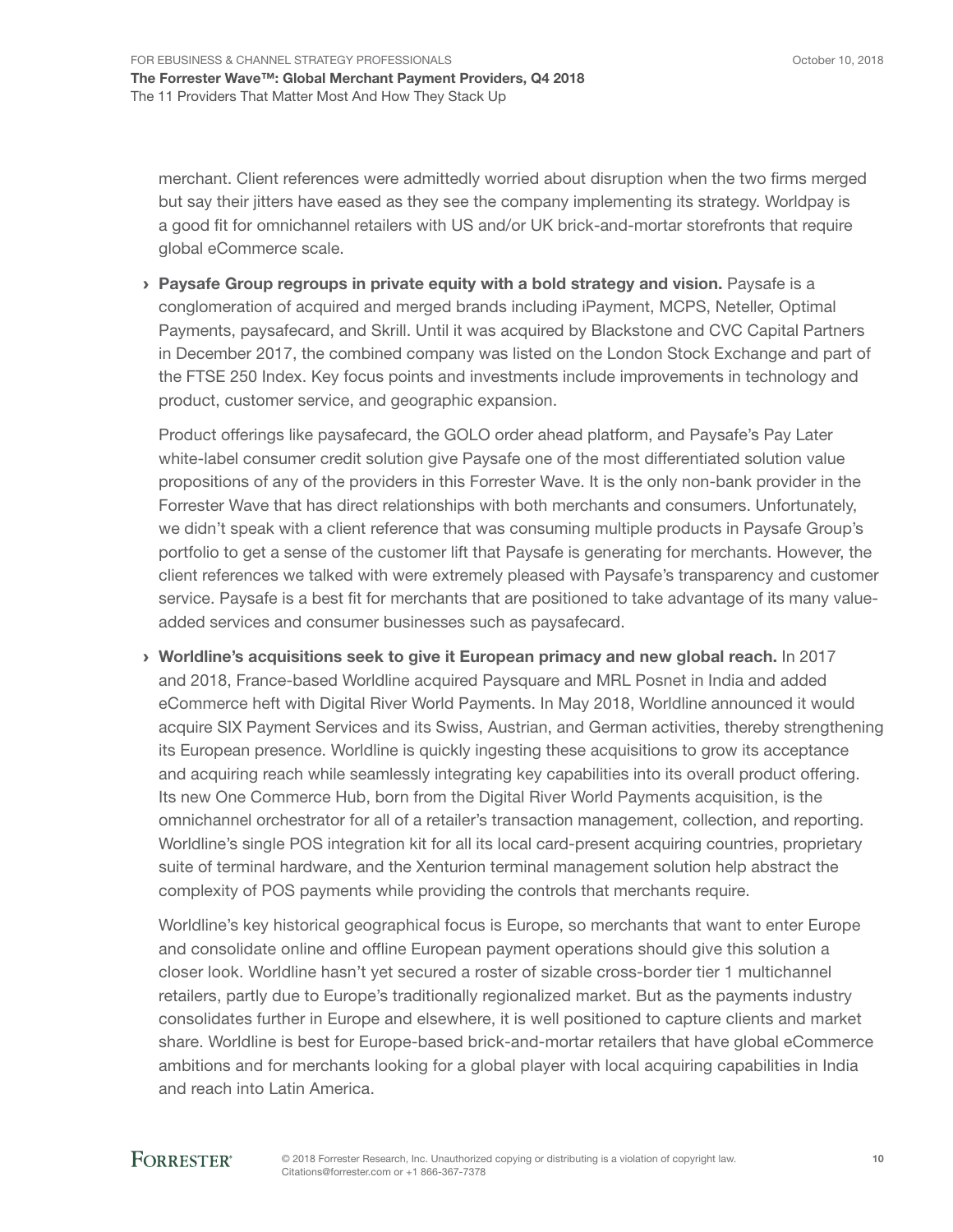merchant. Client references were admittedly worried about disruption when the two firms merged but say their jitters have eased as they see the company implementing its strategy. Worldpay is a good fit for omnichannel retailers with US and/or UK brick-and-mortar storefronts that require global eCommerce scale.

› **Paysafe Group regroups in private equity with a bold strategy and vision.** Paysafe is a conglomeration of acquired and merged brands including iPayment, MCPS, Neteller, Optimal Payments, paysafecard, and Skrill. Until it was acquired by Blackstone and CVC Capital Partners in December 2017, the combined company was listed on the London Stock Exchange and part of the FTSE 250 Index. Key focus points and investments include improvements in technology and product, customer service, and geographic expansion.

  Product offerings like paysafecard, the GOLO order ahead platform, and Paysafe's Pay Later white-label consumer credit solution give Paysafe one of the most differentiated solution value propositions of any of the providers in this Forrester Wave. It is the only non-bank provider in the Forrester Wave that has direct relationships with both merchants and consumers. Unfortunately, we didn't speak with a client reference that was consuming multiple products in Paysafe Group's portfolio to get a sense of the customer lift that Paysafe is generating for merchants. However, the client references we talked with were extremely pleased with Paysafe's transparency and customer service. Paysafe is a best fit for merchants that are positioned to take advantage of its many value-added services and consumer businesses such as paysafecard.

› **Worldline's acquisitions seek to give it European primacy and new global reach.** In 2017 and 2018, France-based Worldline acquired Paysquare and MRL Posnet in India and added eCommerce heft with Digital River World Payments. In May 2018, Worldline announced it would acquire SIX Payment Services and its Swiss, Austrian, and German activities, thereby strengthening its European presence. Worldline is quickly ingesting these acquisitions to grow its acceptance and acquiring reach while seamlessly integrating key capabilities into its overall product offering. Its new One Commerce Hub, born from the Digital River World Payments acquisition, is the omnichannel orchestrator for all of a retailer's transaction management, collection, and reporting. Worldline's single POS integration kit for all its local card-present acquiring countries, proprietary suite of terminal hardware, and the Xenturion terminal management solution help abstract the complexity of POS payments while providing the controls that merchants require.

  Worldline's key historical geographical focus is Europe, so merchants that want to enter Europe and consolidate online and offline European payment operations should give this solution a closer look. Worldline hasn't yet secured a roster of sizable cross-border tier 1 multichannel retailers, partly due to Europe's traditionally regionalized market. But as the payments industry consolidates further in Europe and elsewhere, it is well positioned to capture clients and market share. Worldline is best for Europe-based brick-and-mortar retailers that have global eCommerce ambitions and for merchants looking for a global player with local acquiring capabilities in India and reach into Latin America.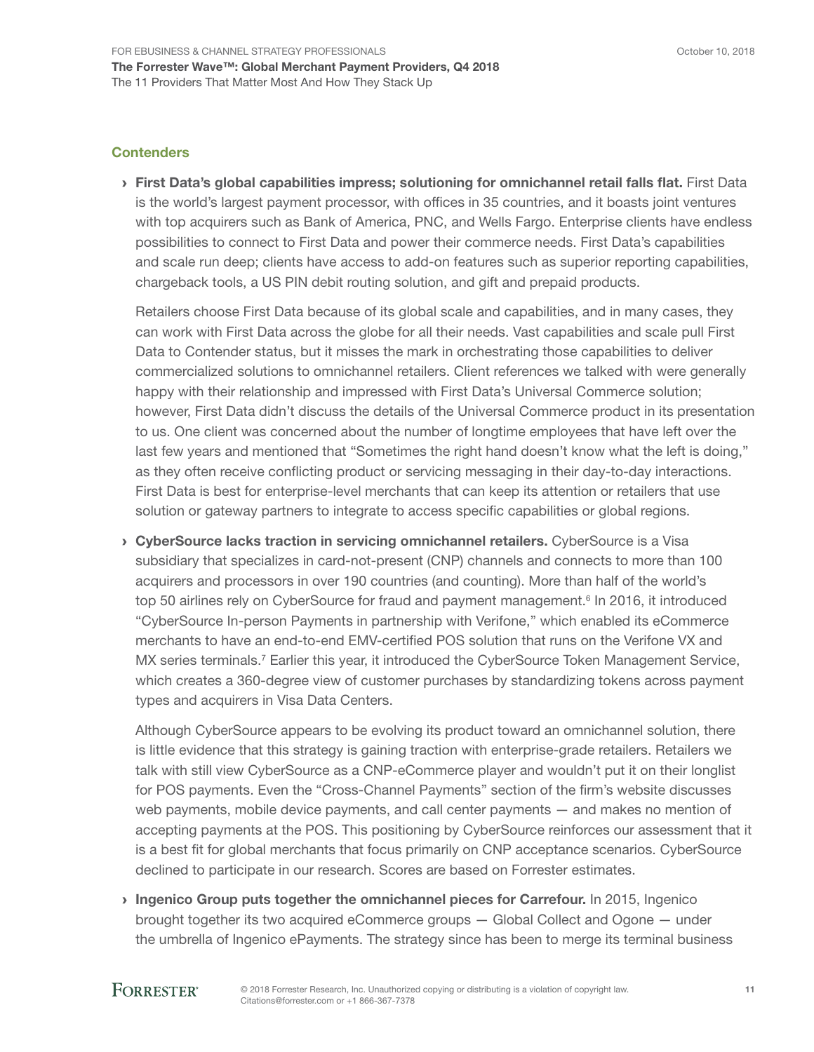### Contenders

- **First Data's global capabilities impress; solutioning for omnichannel retail falls flat.** First Data is the world's largest payment processor, with offices in 35 countries, and it boasts joint ventures with top acquirers such as Bank of America, PNC, and Wells Fargo. Enterprise clients have endless possibilities to connect to First Data and power their commerce needs. First Data's capabilities and scale run deep; clients have access to add-on features such as superior reporting capabilities, chargeback tools, a US PIN debit routing solution, and gift and prepaid products.

  Retailers choose First Data because of its global scale and capabilities, and in many cases, they can work with First Data across the globe for all their needs. Vast capabilities and scale pull First Data to Contender status, but it misses the mark in orchestrating those capabilities to deliver commercialized solutions to omnichannel retailers. Client references we talked with were generally happy with their relationship and impressed with First Data's Universal Commerce solution; however, First Data didn't discuss the details of the Universal Commerce product in its presentation to us. One client was concerned about the number of longtime employees that have left over the last few years and mentioned that "Sometimes the right hand doesn't know what the left is doing," as they often receive conflicting product or servicing messaging in their day-to-day interactions. First Data is best for enterprise-level merchants that can keep its attention or retailers that use solution or gateway partners to integrate to access specific capabilities or global regions.

- **CyberSource lacks traction in servicing omnichannel retailers.** CyberSource is a Visa subsidiary that specializes in card-not-present (CNP) channels and connects to more than 100 acquirers and processors in over 190 countries (and counting). More than half of the world's top 50 airlines rely on CyberSource for fraud and payment management.[6] In 2016, it introduced "CyberSource In-person Payments in partnership with Verifone," which enabled its eCommerce merchants to have an end-to-end EMV-certified POS solution that runs on the Verifone VX and MX series terminals.[7] Earlier this year, it introduced the CyberSource Token Management Service, which creates a 360-degree view of customer purchases by standardizing tokens across payment types and acquirers in Visa Data Centers.

  Although CyberSource appears to be evolving its product toward an omnichannel solution, there is little evidence that this strategy is gaining traction with enterprise-grade retailers. Retailers we talk with still view CyberSource as a CNP-eCommerce player and wouldn't put it on their longlist for POS payments. Even the "Cross-Channel Payments" section of the firm's website discusses web payments, mobile device payments, and call center payments — and makes no mention of accepting payments at the POS. This positioning by CyberSource reinforces our assessment that it is a best fit for global merchants that focus primarily on CNP acceptance scenarios. CyberSource declined to participate in our research. Scores are based on Forrester estimates.

- **Ingenico Group puts together the omnichannel pieces for Carrefour.** In 2015, Ingenico brought together its two acquired eCommerce groups — Global Collect and Ogone — under the umbrella of Ingenico ePayments. The strategy since has been to merge its terminal business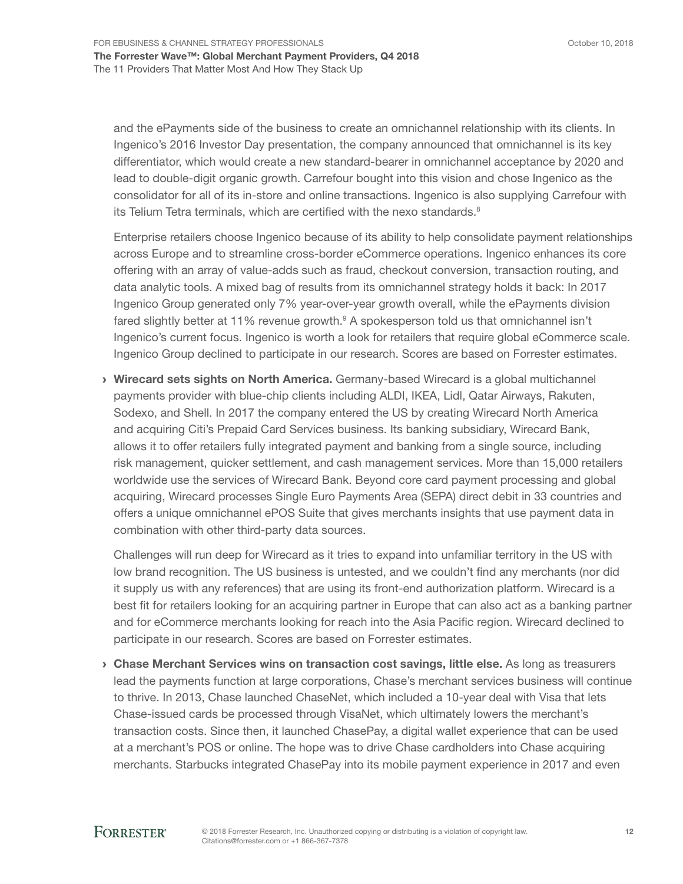and the ePayments side of the business to create an omnichannel relationship with its clients. In Ingenico's 2016 Investor Day presentation, the company announced that omnichannel is its key differentiator, which would create a new standard-bearer in omnichannel acceptance by 2020 and lead to double-digit organic growth. Carrefour bought into this vision and chose Ingenico as the consolidator for all of its in-store and online transactions. Ingenico is also supplying Carrefour with its Telium Tetra terminals, which are certified with the nexo standards.[8]

Enterprise retailers choose Ingenico because of its ability to help consolidate payment relationships across Europe and to streamline cross-border eCommerce operations. Ingenico enhances its core offering with an array of value-adds such as fraud, checkout conversion, transaction routing, and data analytic tools. A mixed bag of results from its omnichannel strategy holds it back: In 2017 Ingenico Group generated only 7% year-over-year growth overall, while the ePayments division fared slightly better at 11% revenue growth.[9] A spokesperson told us that omnichannel isn't Ingenico's current focus. Ingenico is worth a look for retailers that require global eCommerce scale. Ingenico Group declined to participate in our research. Scores are based on Forrester estimates.

- **Wirecard sets sights on North America.** Germany-based Wirecard is a global multichannel payments provider with blue-chip clients including ALDI, IKEA, Lidl, Qatar Airways, Rakuten, Sodexo, and Shell. In 2017 the company entered the US by creating Wirecard North America and acquiring Citi's Prepaid Card Services business. Its banking subsidiary, Wirecard Bank, allows it to offer retailers fully integrated payment and banking from a single source, including risk management, quicker settlement, and cash management services. More than 15,000 retailers worldwide use the services of Wirecard Bank. Beyond core card payment processing and global acquiring, Wirecard processes Single Euro Payments Area (SEPA) direct debit in 33 countries and offers a unique omnichannel ePOS Suite that gives merchants insights that use payment data in combination with other third-party data sources.

  Challenges will run deep for Wirecard as it tries to expand into unfamiliar territory in the US with low brand recognition. The US business is untested, and we couldn't find any merchants (nor did it supply us with any references) that are using its front-end authorization platform. Wirecard is a best fit for retailers looking for an acquiring partner in Europe that can also act as a banking partner and for eCommerce merchants looking for reach into the Asia Pacific region. Wirecard declined to participate in our research. Scores are based on Forrester estimates.

- **Chase Merchant Services wins on transaction cost savings, little else.** As long as treasurers lead the payments function at large corporations, Chase's merchant services business will continue to thrive. In 2013, Chase launched ChaseNet, which included a 10-year deal with Visa that lets Chase-issued cards be processed through VisaNet, which ultimately lowers the merchant's transaction costs. Since then, it launched ChasePay, a digital wallet experience that can be used at a merchant's POS or online. The hope was to drive Chase cardholders into Chase acquiring merchants. Starbucks integrated ChasePay into its mobile payment experience in 2017 and even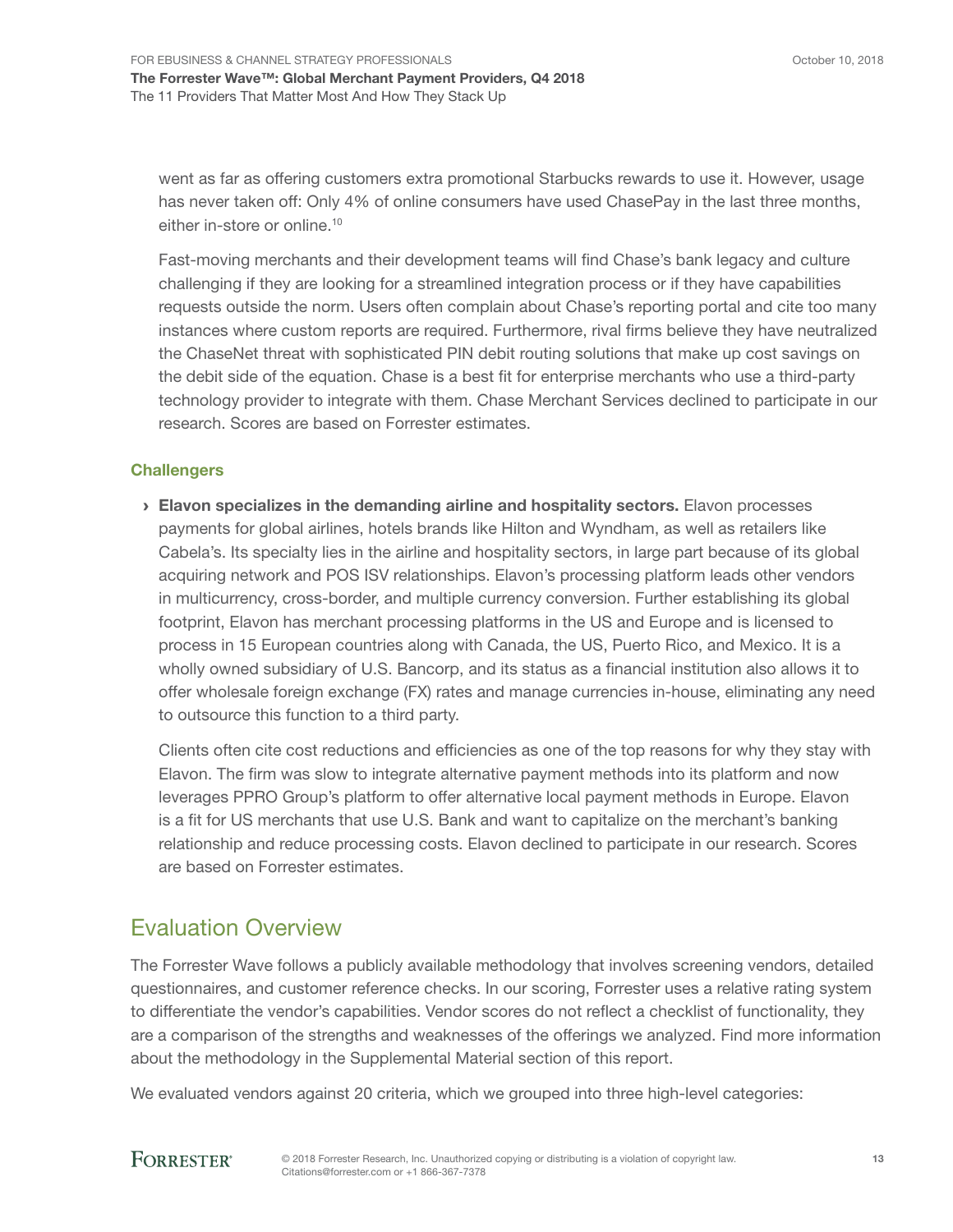went as far as offering customers extra promotional Starbucks rewards to use it. However, usage has never taken off: Only 4% of online consumers have used ChasePay in the last three months, either in-store or online.[10]

Fast-moving merchants and their development teams will find Chase's bank legacy and culture challenging if they are looking for a streamlined integration process or if they have capabilities requests outside the norm. Users often complain about Chase's reporting portal and cite too many instances where custom reports are required. Furthermore, rival firms believe they have neutralized the ChaseNet threat with sophisticated PIN debit routing solutions that make up cost savings on the debit side of the equation. Chase is a best fit for enterprise merchants who use a third-party technology provider to integrate with them. Chase Merchant Services declined to participate in our research. Scores are based on Forrester estimates.

### Challengers

- **Elavon specializes in the demanding airline and hospitality sectors.** Elavon processes payments for global airlines, hotels brands like Hilton and Wyndham, as well as retailers like Cabela's. Its specialty lies in the airline and hospitality sectors, in large part because of its global acquiring network and POS ISV relationships. Elavon's processing platform leads other vendors in multicurrency, cross-border, and multiple currency conversion. Further establishing its global footprint, Elavon has merchant processing platforms in the US and Europe and is licensed to process in 15 European countries along with Canada, the US, Puerto Rico, and Mexico. It is a wholly owned subsidiary of U.S. Bancorp, and its status as a financial institution also allows it to offer wholesale foreign exchange (FX) rates and manage currencies in-house, eliminating any need to outsource this function to a third party.

  Clients often cite cost reductions and efficiencies as one of the top reasons for why they stay with Elavon. The firm was slow to integrate alternative payment methods into its platform and now leverages PPRO Group's platform to offer alternative local payment methods in Europe. Elavon is a fit for US merchants that use U.S. Bank and want to capitalize on the merchant's banking relationship and reduce processing costs. Elavon declined to participate in our research. Scores are based on Forrester estimates.

## Evaluation Overview

The Forrester Wave follows a publicly available methodology that involves screening vendors, detailed questionnaires, and customer reference checks. In our scoring, Forrester uses a relative rating system to differentiate the vendor's capabilities. Vendor scores do not reflect a checklist of functionality, they are a comparison of the strengths and weaknesses of the offerings we analyzed. Find more information about the methodology in the Supplemental Material section of this report.

We evaluated vendors against 20 criteria, which we grouped into three high-level categories: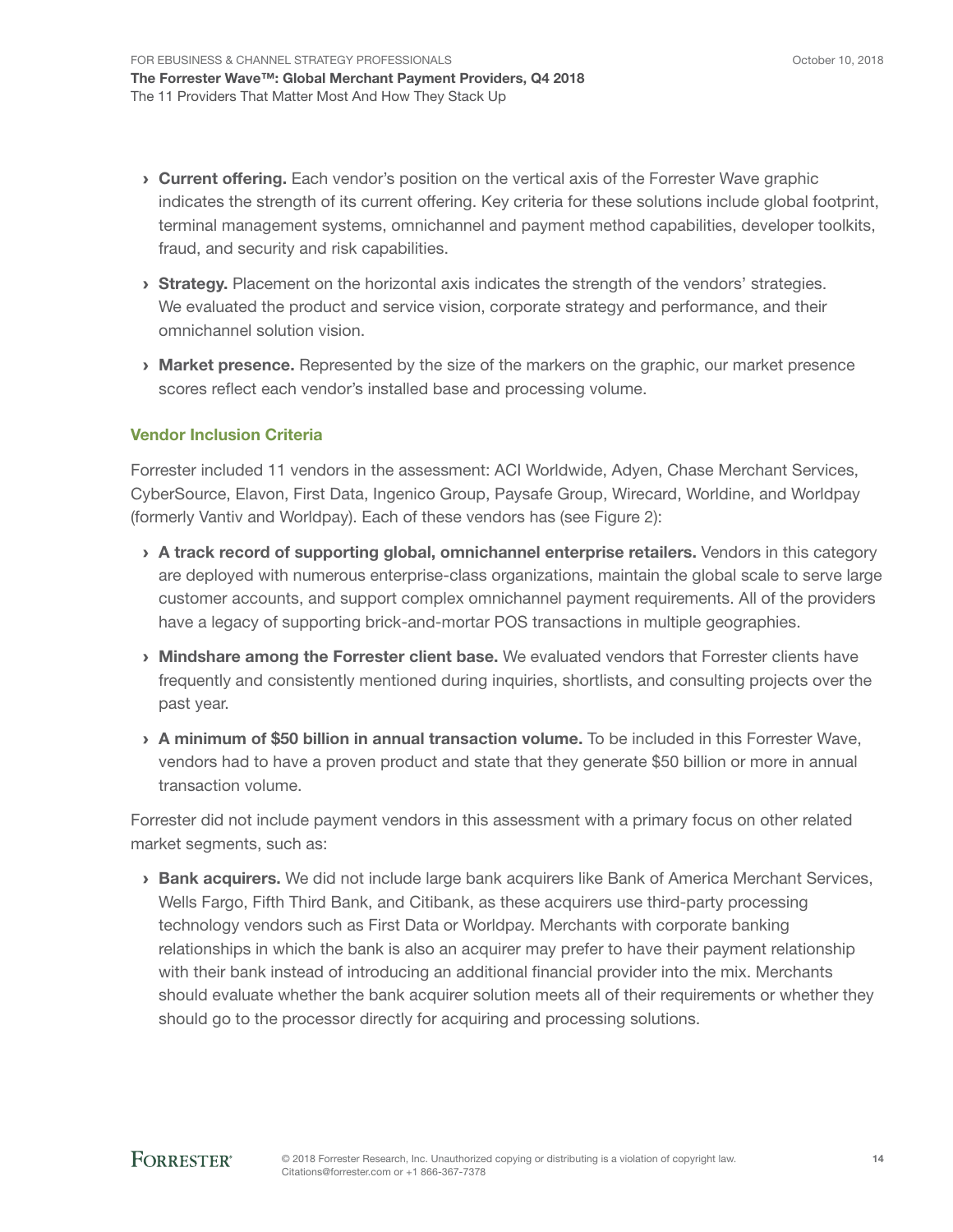- **Current offering.** Each vendor's position on the vertical axis of the Forrester Wave graphic indicates the strength of its current offering. Key criteria for these solutions include global footprint, terminal management systems, omnichannel and payment method capabilities, developer toolkits, fraud, and security and risk capabilities.
- **Strategy.** Placement on the horizontal axis indicates the strength of the vendors' strategies. We evaluated the product and service vision, corporate strategy and performance, and their omnichannel solution vision.
- **Market presence.** Represented by the size of the markers on the graphic, our market presence scores reflect each vendor's installed base and processing volume.

### Vendor Inclusion Criteria

Forrester included 11 vendors in the assessment: ACI Worldwide, Adyen, Chase Merchant Services, CyberSource, Elavon, First Data, Ingenico Group, Paysafe Group, Wirecard, Worldine, and Worldpay (formerly Vantiv and Worldpay). Each of these vendors has (see Figure 2):

- **A track record of supporting global, omnichannel enterprise retailers.** Vendors in this category are deployed with numerous enterprise-class organizations, maintain the global scale to serve large customer accounts, and support complex omnichannel payment requirements. All of the providers have a legacy of supporting brick-and-mortar POS transactions in multiple geographies.
- **Mindshare among the Forrester client base.** We evaluated vendors that Forrester clients have frequently and consistently mentioned during inquiries, shortlists, and consulting projects over the past year.
- **A minimum of $50 billion in annual transaction volume.** To be included in this Forrester Wave, vendors had to have a proven product and state that they generate $50 billion or more in annual transaction volume.

Forrester did not include payment vendors in this assessment with a primary focus on other related market segments, such as:

- **Bank acquirers.** We did not include large bank acquirers like Bank of America Merchant Services, Wells Fargo, Fifth Third Bank, and Citibank, as these acquirers use third-party processing technology vendors such as First Data or Worldpay. Merchants with corporate banking relationships in which the bank is also an acquirer may prefer to have their payment relationship with their bank instead of introducing an additional financial provider into the mix. Merchants should evaluate whether the bank acquirer solution meets all of their requirements or whether they should go to the processor directly for acquiring and processing solutions.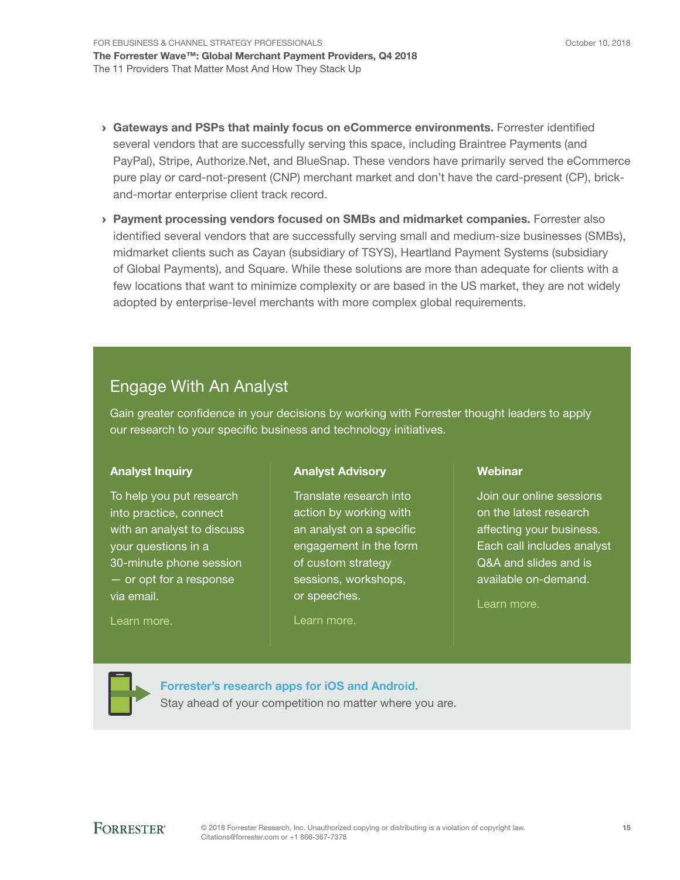- **Gateways and PSPs that mainly focus on eCommerce environments.** Forrester identified several vendors that are successfully serving this space, including Braintree Payments (and PayPal), Stripe, Authorize.Net, and BlueSnap. These vendors have primarily served the eCommerce pure play or card-not-present (CNP) merchant market and don't have the card-present (CP), brick-and-mortar enterprise client track record.
- **Payment processing vendors focused on SMBs and midmarket companies.** Forrester also identified several vendors that are successfully serving small and medium-size businesses (SMBs), midmarket clients such as Cayan (subsidiary of TSYS), Heartland Payment Systems (subsidiary of Global Payments), and Square. While these solutions are more than adequate for clients with a few locations that want to minimize complexity or are based in the US market, they are not widely adopted by enterprise-level merchants with more complex global requirements.

## Engage With An Analyst

Gain greater confidence in your decisions by working with Forrester thought leaders to apply our research to your specific business and technology initiatives.

### Analyst Inquiry

To help you put research into practice, connect with an analyst to discuss your questions in a 30-minute phone session — or opt for a response via email.

Learn more.

### Analyst Advisory

Translate research into action by working with an analyst on a specific engagement in the form of custom strategy sessions, workshops, or speeches.

Learn more.

### Webinar

Join our online sessions on the latest research affecting your business. Each call includes analyst Q&A and slides and is available on-demand.

Learn more.

**Forrester's research apps for iOS and Android.**
Stay ahead of your competition no matter where you are.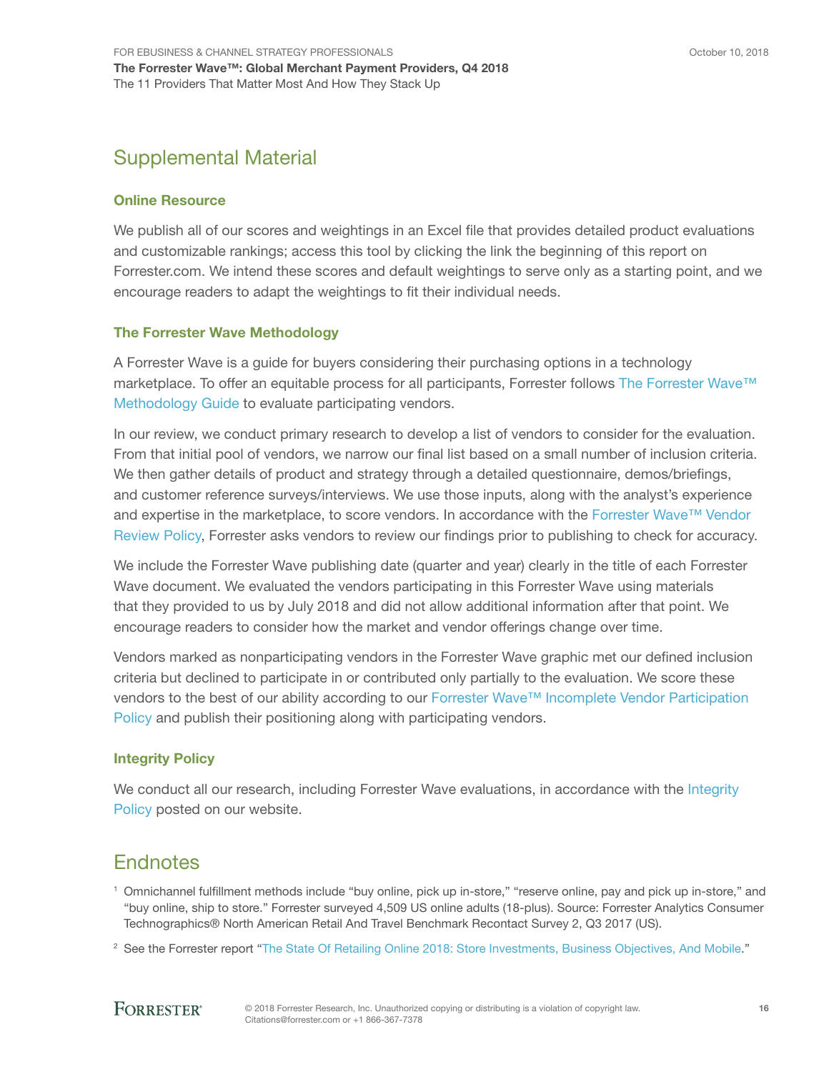## Supplemental Material

### Online Resource

We publish all of our scores and weightings in an Excel file that provides detailed product evaluations and customizable rankings; access this tool by clicking the link the beginning of this report on Forrester.com. We intend these scores and default weightings to serve only as a starting point, and we encourage readers to adapt the weightings to fit their individual needs.

### The Forrester Wave Methodology

A Forrester Wave is a guide for buyers considering their purchasing options in a technology marketplace. To offer an equitable process for all participants, Forrester follows The Forrester Wave™ Methodology Guide to evaluate participating vendors.

In our review, we conduct primary research to develop a list of vendors to consider for the evaluation. From that initial pool of vendors, we narrow our final list based on a small number of inclusion criteria. We then gather details of product and strategy through a detailed questionnaire, demos/briefings, and customer reference surveys/interviews. We use those inputs, along with the analyst's experience and expertise in the marketplace, to score vendors. In accordance with the Forrester Wave™ Vendor Review Policy, Forrester asks vendors to review our findings prior to publishing to check for accuracy.

We include the Forrester Wave publishing date (quarter and year) clearly in the title of each Forrester Wave document. We evaluated the vendors participating in this Forrester Wave using materials that they provided to us by July 2018 and did not allow additional information after that point. We encourage readers to consider how the market and vendor offerings change over time.

Vendors marked as nonparticipating vendors in the Forrester Wave graphic met our defined inclusion criteria but declined to participate in or contributed only partially to the evaluation. We score these vendors to the best of our ability according to our Forrester Wave™ Incomplete Vendor Participation Policy and publish their positioning along with participating vendors.

### Integrity Policy

We conduct all our research, including Forrester Wave evaluations, in accordance with the Integrity Policy posted on our website.

## Endnotes

[1] Omnichannel fulfillment methods include "buy online, pick up in-store," "reserve online, pay and pick up in-store," and "buy online, ship to store." Forrester surveyed 4,509 US online adults (18-plus). Source: Forrester Analytics Consumer Technographics® North American Retail And Travel Benchmark Recontact Survey 2, Q3 2017 (US).

[2] See the Forrester report "The State Of Retailing Online 2018: Store Investments, Business Objectives, And Mobile."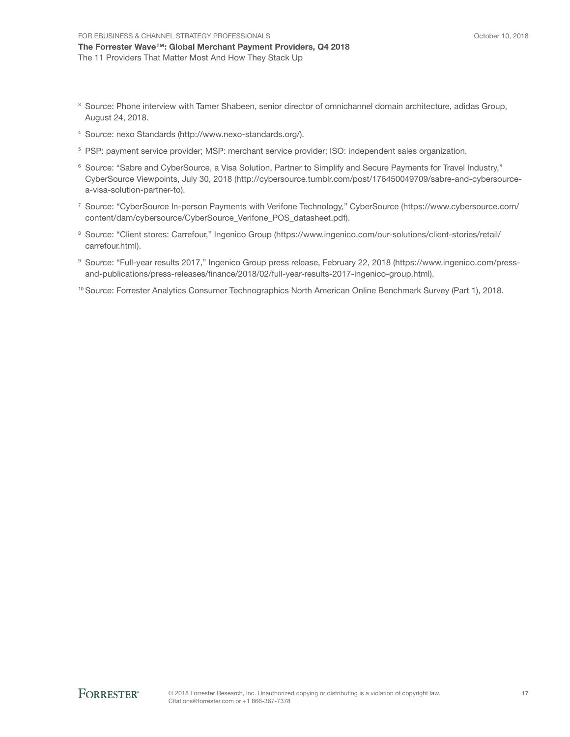[3] Source: Phone interview with Tamer Shabeen, senior director of omnichannel domain architecture, adidas Group, August 24, 2018.

[4] Source: nexo Standards (http://www.nexo-standards.org/).

[5] PSP: payment service provider; MSP: merchant service provider; ISO: independent sales organization.

[6] Source: "Sabre and CyberSource, a Visa Solution, Partner to Simplify and Secure Payments for Travel Industry," CyberSource Viewpoints, July 30, 2018 (http://cybersource.tumblr.com/post/176450049709/sabre-and-cybersource-a-visa-solution-partner-to).

[7] Source: "CyberSource In-person Payments with Verifone Technology," CyberSource (https://www.cybersource.com/content/dam/cybersource/CyberSource_Verifone_POS_datasheet.pdf).

[8] Source: "Client stores: Carrefour," Ingenico Group (https://www.ingenico.com/our-solutions/client-stories/retail/carrefour.html).

[9] Source: "Full-year results 2017," Ingenico Group press release, February 22, 2018 (https://www.ingenico.com/press-and-publications/press-releases/finance/2018/02/full-year-results-2017-ingenico-group.html).

[10] Source: Forrester Analytics Consumer Technographics North American Online Benchmark Survey (Part 1), 2018.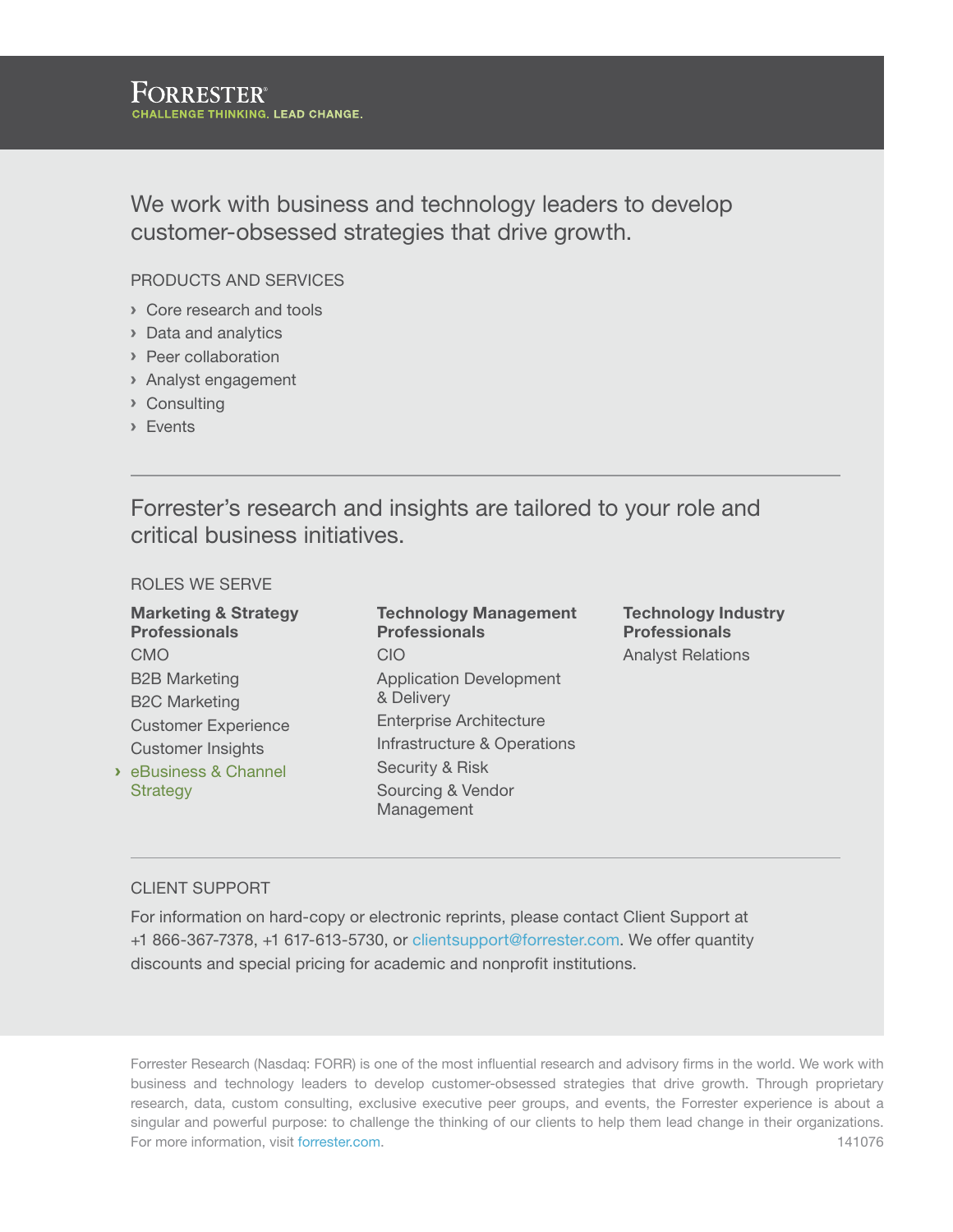FORRESTER®

CHALLENGE THINKING. LEAD CHANGE.

## We work with business and technology leaders to develop customer-obsessed strategies that drive growth.

### PRODUCTS AND SERVICES

- Core research and tools
- Data and analytics
- Peer collaboration
- Analyst engagement
- Consulting
- Events

---

## Forrester's research and insights are tailored to your role and critical business initiatives.

### ROLES WE SERVE

**Marketing & Strategy Professionals**

CMO

B2B Marketing

B2C Marketing

Customer Experience

Customer Insights

› eBusiness & Channel Strategy

**Technology Management Professionals**

CIO

Application Development & Delivery

Enterprise Architecture

Infrastructure & Operations

Security & Risk

Sourcing & Vendor Management

**Technology Industry Professionals**

Analyst Relations

---

### CLIENT SUPPORT

For information on hard-copy or electronic reprints, please contact Client Support at +1 866-367-7378, +1 617-613-5730, or clientsupport@forrester.com. We offer quantity discounts and special pricing for academic and nonprofit institutions.

Forrester Research (Nasdaq: FORR) is one of the most influential research and advisory firms in the world. We work with business and technology leaders to develop customer-obsessed strategies that drive growth. Through proprietary research, data, custom consulting, exclusive executive peer groups, and events, the Forrester experience is about a singular and powerful purpose: to challenge the thinking of our clients to help them lead change in their organizations. For more information, visit forrester.com.

141076